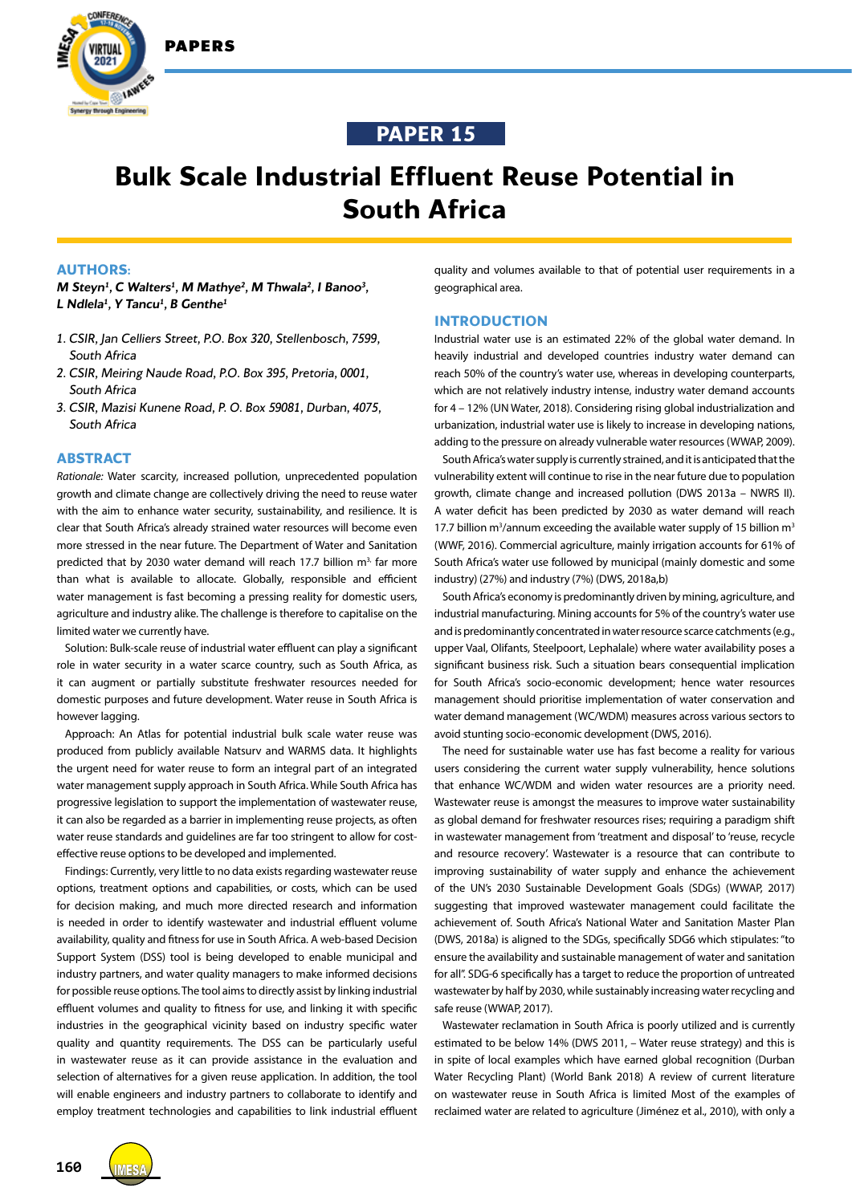PAPER 15

# Bulk Scale Industrial Effluent Reuse Potential in South Africa

## AUTHORS:

***M Steyn[1], C Walters[1], M Mathye[2], M Thwala[2], I Banoo[3], L Ndlela[1], Y Tancu[1], B Genthe[1]***

1. *CSIR, Jan Celliers Street, P.O. Box 320, Stellenbosch, 7599, South Africa*
2. *CSIR, Meiring Naude Road, P.O. Box 395, Pretoria, 0001, South Africa*
3. *CSIR, Mazisi Kunene Road, P. O. Box 59081, Durban, 4075, South Africa*

## ABSTRACT

*Rationale:* Water scarcity, increased pollution, unprecedented population growth and climate change are collectively driving the need to reuse water with the aim to enhance water security, sustainability, and resilience. It is clear that South Africa's already strained water resources will become even more stressed in the near future. The Department of Water and Sanitation predicted that by 2030 water demand will reach 17.7 billion m$^3$ far more than what is available to allocate. Globally, responsible and efficient water management is fast becoming a pressing reality for domestic users, agriculture and industry alike. The challenge is therefore to capitalise on the limited water we currently have.

Solution: Bulk-scale reuse of industrial water effluent can play a significant role in water security in a water scarce country, such as South Africa, as it can augment or partially substitute freshwater resources needed for domestic purposes and future development. Water reuse in South Africa is however lagging.

Approach: An Atlas for potential industrial bulk scale water reuse was produced from publicly available Natsurv and WARMS data. It highlights the urgent need for water reuse to form an integral part of an integrated water management supply approach in South Africa. While South Africa has progressive legislation to support the implementation of wastewater reuse, it can also be regarded as a barrier in implementing reuse projects, as often water reuse standards and guidelines are far too stringent to allow for cost-effective reuse options to be developed and implemented.

Findings: Currently, very little to no data exists regarding wastewater reuse options, treatment options and capabilities, or costs, which can be used for decision making, and much more directed research and information is needed in order to identify wastewater and industrial effluent volume availability, quality and fitness for use in South Africa. A web-based Decision Support System (DSS) tool is being developed to enable municipal and industry partners, and water quality managers to make informed decisions for possible reuse options. The tool aims to directly assist by linking industrial effluent volumes and quality to fitness for use, and linking it with specific industries in the geographical vicinity based on industry specific water quality and quantity requirements. The DSS can be particularly useful in wastewater reuse as it can provide assistance in the evaluation and selection of alternatives for a given reuse application. In addition, the tool will enable engineers and industry partners to collaborate to identify and employ treatment technologies and capabilities to link industrial effluent quality and volumes available to that of potential user requirements in a geographical area.

## INTRODUCTION

Industrial water use is an estimated 22% of the global water demand. In heavily industrial and developed countries industry water demand can reach 50% of the country's water use, whereas in developing counterparts, which are not relatively industry intense, industry water demand accounts for 4 – 12% (UN Water, 2018). Considering rising global industrialization and urbanization, industrial water use is likely to increase in developing nations, adding to the pressure on already vulnerable water resources (WWAP, 2009).

South Africa's water supply is currently strained, and it is anticipated that the vulnerability extent will continue to rise in the near future due to population growth, climate change and increased pollution (DWS 2013a – NWRS II). A water deficit has been predicted by 2030 as water demand will reach 17.7 billion m$^3$/annum exceeding the available water supply of 15 billion m$^3$ (WWF, 2016). Commercial agriculture, mainly irrigation accounts for 61% of South Africa's water use followed by municipal (mainly domestic and some industry) (27%) and industry (7%) (DWS, 2018a,b)

South Africa's economy is predominantly driven by mining, agriculture, and industrial manufacturing. Mining accounts for 5% of the country's water use and is predominantly concentrated in water resource scarce catchments (e.g., upper Vaal, Olifants, Steelpoort, Lephalale) where water availability poses a significant business risk. Such a situation bears consequential implication for South Africa's socio-economic development; hence water resources management should prioritise implementation of water conservation and water demand management (WC/WDM) measures across various sectors to avoid stunting socio-economic development (DWS, 2016).

The need for sustainable water use has fast become a reality for various users considering the current water supply vulnerability, hence solutions that enhance WC/WDM and widen water resources are a priority need. Wastewater reuse is amongst the measures to improve water sustainability as global demand for freshwater resources rises; requiring a paradigm shift in wastewater management from 'treatment and disposal' to 'reuse, recycle and resource recovery'. Wastewater is a resource that can contribute to improving sustainability of water supply and enhance the achievement of the UN's 2030 Sustainable Development Goals (SDGs) (WWAP, 2017) suggesting that improved wastewater management could facilitate the achievement of. South Africa's National Water and Sanitation Master Plan (DWS, 2018a) is aligned to the SDGs, specifically SDG6 which stipulates: "to ensure the availability and sustainable management of water and sanitation for all". SDG-6 specifically has a target to reduce the proportion of untreated wastewater by half by 2030, while sustainably increasing water recycling and safe reuse (WWAP, 2017).

Wastewater reclamation in South Africa is poorly utilized and is currently estimated to be below 14% (DWS 2011, – Water reuse strategy) and this is in spite of local examples which have earned global recognition (Durban Water Recycling Plant) (World Bank 2018) A review of current literature on wastewater reuse in South Africa is limited Most of the examples of reclaimed water are related to agriculture (Jiménez et al., 2010), with only a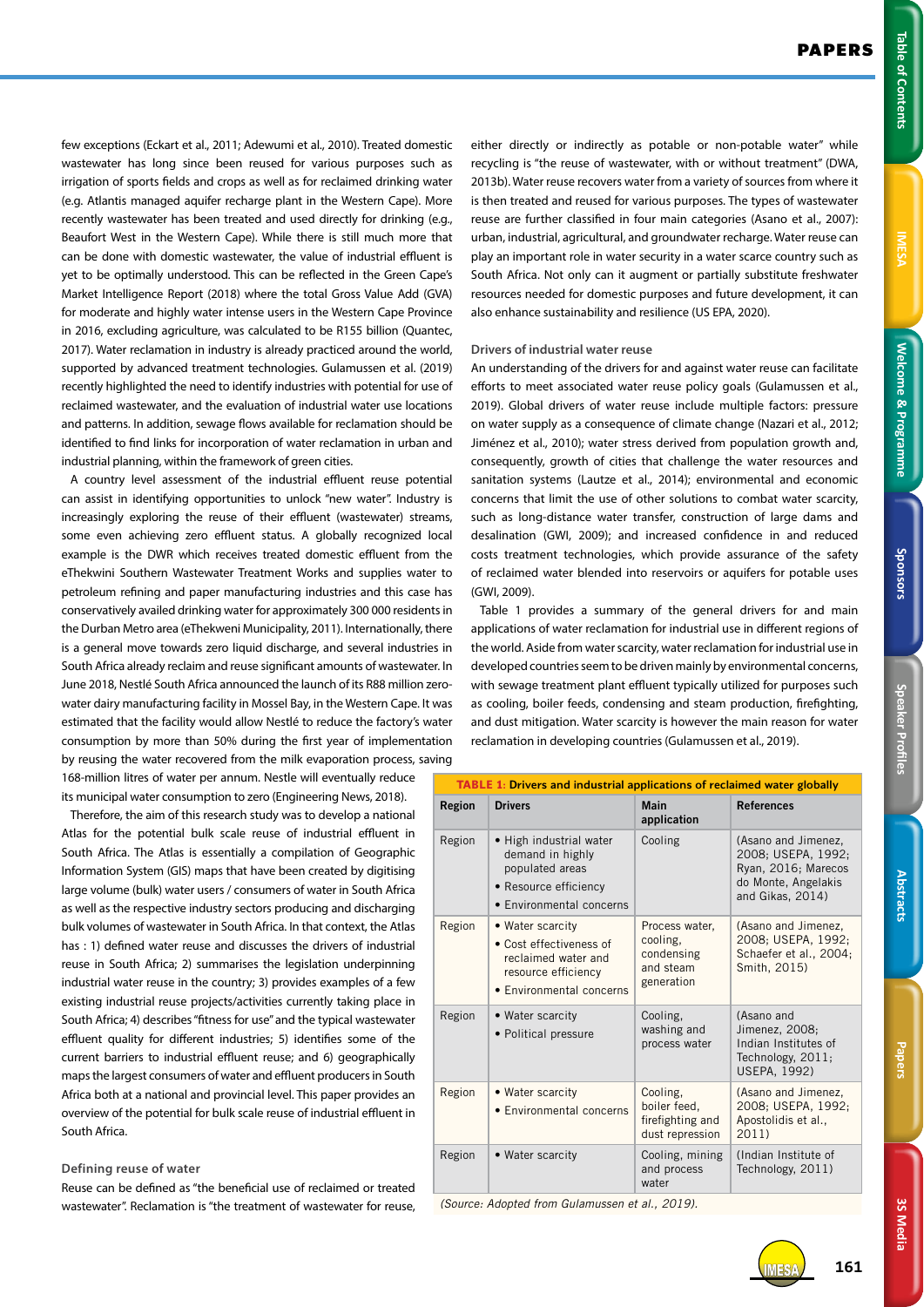few exceptions (Eckart et al., 2011; Adewumi et al., 2010). Treated domestic wastewater has long since been reused for various purposes such as irrigation of sports fields and crops as well as for reclaimed drinking water (e.g. Atlantis managed aquifer recharge plant in the Western Cape). More recently wastewater has been treated and used directly for drinking (e.g., Beaufort West in the Western Cape). While there is still much more that can be done with domestic wastewater, the value of industrial effluent is yet to be optimally understood. This can be reflected in the Green Cape's Market Intelligence Report (2018) where the total Gross Value Add (GVA) for moderate and highly water intense users in the Western Cape Province in 2016, excluding agriculture, was calculated to be R155 billion (Quantec, 2017). Water reclamation in industry is already practiced around the world, supported by advanced treatment technologies. Gulamussen et al. (2019) recently highlighted the need to identify industries with potential for use of reclaimed wastewater, and the evaluation of industrial water use locations and patterns. In addition, sewage flows available for reclamation should be identified to find links for incorporation of water reclamation in urban and industrial planning, within the framework of green cities.

A country level assessment of the industrial effluent reuse potential can assist in identifying opportunities to unlock "new water". Industry is increasingly exploring the reuse of their effluent (wastewater) streams, some even achieving zero effluent status. A globally recognized local example is the DWR which receives treated domestic effluent from the eThekwini Southern Wastewater Treatment Works and supplies water to petroleum refining and paper manufacturing industries and this case has conservatively availed drinking water for approximately 300 000 residents in the Durban Metro area (eThekweni Municipality, 2011). Internationally, there is a general move towards zero liquid discharge, and several industries in South Africa already reclaim and reuse significant amounts of wastewater. In June 2018, Nestlé South Africa announced the launch of its R88 million zero-water dairy manufacturing facility in Mossel Bay, in the Western Cape. It was estimated that the facility would allow Nestlé to reduce the factory's water consumption by more than 50% during the first year of implementation by reusing the water recovered from the milk evaporation process, saving 168-million litres of water per annum. Nestle will eventually reduce its municipal water consumption to zero (Engineering News, 2018).

Therefore, the aim of this research study was to develop a national Atlas for the potential bulk scale reuse of industrial effluent in South Africa. The Atlas is essentially a compilation of Geographic Information System (GIS) maps that have been created by digitising large volume (bulk) water users / consumers of water in South Africa as well as the respective industry sectors producing and discharging bulk volumes of wastewater in South Africa. In that context, the Atlas has : 1) defined water reuse and discusses the drivers of industrial reuse in South Africa; 2) summarises the legislation underpinning industrial water reuse in the country; 3) provides examples of a few existing industrial reuse projects/activities currently taking place in South Africa; 4) describes "fitness for use" and the typical wastewater effluent quality for different industries; 5) identifies some of the current barriers to industrial effluent reuse; and 6) geographically maps the largest consumers of water and effluent producers in South Africa both at a national and provincial level. This paper provides an overview of the potential for bulk scale reuse of industrial effluent in South Africa.

### Defining reuse of water

Reuse can be defined as "the beneficial use of reclaimed or treated wastewater". Reclamation is "the treatment of wastewater for reuse, either directly or indirectly as potable or non-potable water" while recycling is "the reuse of wastewater, with or without treatment" (DWA, 2013b). Water reuse recovers water from a variety of sources from where it is then treated and reused for various purposes. The types of wastewater reuse are further classified in four main categories (Asano et al., 2007): urban, industrial, agricultural, and groundwater recharge. Water reuse can play an important role in water security in a water scarce country such as South Africa. Not only can it augment or partially substitute freshwater resources needed for domestic purposes and future development, it can also enhance sustainability and resilience (US EPA, 2020).

### Drivers of industrial water reuse

An understanding of the drivers for and against water reuse can facilitate efforts to meet associated water reuse policy goals (Gulamussen et al., 2019). Global drivers of water reuse include multiple factors: pressure on water supply as a consequence of climate change (Nazari et al., 2012; Jiménez et al., 2010); water stress derived from population growth and, consequently, growth of cities that challenge the water resources and sanitation systems (Lautze et al., 2014); environmental and economic concerns that limit the use of other solutions to combat water scarcity, such as long-distance water transfer, construction of large dams and desalination (GWI, 2009); and increased confidence in and reduced costs treatment technologies, which provide assurance of the safety of reclaimed water blended into reservoirs or aquifers for potable uses (GWI, 2009).

Table 1 provides a summary of the general drivers for and main applications of water reclamation for industrial use in different regions of the world. Aside from water scarcity, water reclamation for industrial use in developed countries seem to be driven mainly by environmental concerns, with sewage treatment plant effluent typically utilized for purposes such as cooling, boiler feeds, condensing and steam production, firefighting, and dust mitigation. Water scarcity is however the main reason for water reclamation in developing countries (Gulamussen et al., 2019).

**TABLE 1: Drivers and industrial applications of reclaimed water globally**

| Region | Drivers | Main application | References |
|---|---|---|---|
| Region | • High industrial water demand in highly populated areas<br>• Resource efficiency<br>• Environmental concerns | Cooling | (Asano and Jimenez, 2008; USEPA, 1992; Ryan, 2016; Marecos do Monte, Angelakis and Gikas, 2014) |
| Region | • Water scarcity<br>• Cost effectiveness of reclaimed water and resource efficiency<br>• Environmental concerns | Process water, cooling, condensing and steam generation | (Asano and Jimenez, 2008; USEPA, 1992; Schaefer et al., 2004; Smith, 2015) |
| Region | • Water scarcity<br>• Political pressure | Cooling, washing and process water | (Asano and Jimenez, 2008; Indian Institutes of Technology, 2011; USEPA, 1992) |
| Region | • Water scarcity<br>• Environmental concerns | Cooling, boiler feed, firefighting and dust repression | (Asano and Jimenez, 2008; USEPA, 1992; Apostolidis et al., 2011) |
| Region | • Water scarcity | Cooling, mining and process water | (Indian Institute of Technology, 2011) |

*(Source: Adopted from Gulamussen et al., 2019).*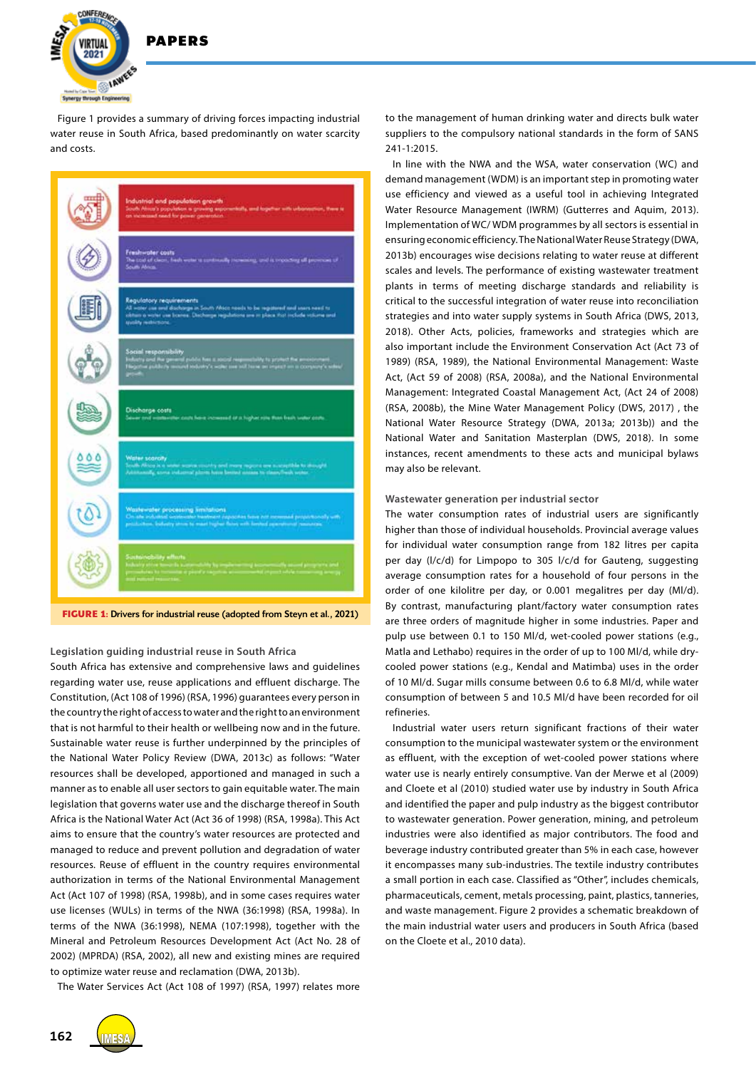Figure 1 provides a summary of driving forces impacting industrial water reuse in South Africa, based predominantly on water scarcity and costs.

**Industrial and population growth**
South Africa's population is growing exponentially, and together with urbanisation, there is an increased need for power generation.

**Freshwater costs**
The cost of clean, fresh water is continually increasing, and is impacting all provinces of South Africa.

**Regulatory requirements**
All water use and discharge in South Africa needs to be registered and users need to obtain a water use license. Discharge regulations are in place that include volume and quality restrictions.

**Social responsibility**
Industry and the general public has a social responsibility to protect the environment. Negative publicity around industry's water use will have an impact on a company's sales/growth.

**Discharge costs**
Sewer and wastewater costs have increased at a higher rate than fresh water costs.

**Water scarcity**
South Africa is a water scarce country and many regions are susceptible to drought. Additionally, some industrial plants have limited access to clean/fresh water.

**Wastewater processing limitations**
On-site industrial wastewater treatment capacities have not increased proportionally with production. Industry strive to meet higher flows with limited operational resources.

**Sustainability efforts**
Industry strive towards sustainability by implementing economically sound programs and procedures to minimise a plant's negative environmental impact while conserving energy and natural resources.

**FIGURE 1:** Drivers for industrial reuse (adopted from Steyn et al., 2021)

### Legislation guiding industrial reuse in South Africa

South Africa has extensive and comprehensive laws and guidelines regarding water use, reuse applications and effluent discharge. The Constitution, (Act 108 of 1996) (RSA, 1996) guarantees every person in the country the right of access to water and the right to an environment that is not harmful to their health or wellbeing now and in the future. Sustainable water reuse is further underpinned by the principles of the National Water Policy Review (DWA, 2013c) as follows: "Water resources shall be developed, apportioned and managed in such a manner as to enable all user sectors to gain equitable water. The main legislation that governs water use and the discharge thereof in South Africa is the National Water Act (Act 36 of 1998) (RSA, 1998a). This Act aims to ensure that the country's water resources are protected and managed to reduce and prevent pollution and degradation of water resources. Reuse of effluent in the country requires environmental authorization in terms of the National Environmental Management Act (Act 107 of 1998) (RSA, 1998b), and in some cases requires water use licenses (WULs) in terms of the NWA (36:1998) (RSA, 1998a). In terms of the NWA (36:1998), NEMA (107:1998), together with the Mineral and Petroleum Resources Development Act (Act No. 28 of 2002) (MPRDA) (RSA, 2002), all new and existing mines are required to optimize water reuse and reclamation (DWA, 2013b).

The Water Services Act (Act 108 of 1997) (RSA, 1997) relates more to the management of human drinking water and directs bulk water suppliers to the compulsory national standards in the form of SANS 241-1:2015.

In line with the NWA and the WSA, water conservation (WC) and demand management (WDM) is an important step in promoting water use efficiency and viewed as a useful tool in achieving Integrated Water Resource Management (IWRM) (Gutterres and Aquim, 2013). Implementation of WC/ WDM programmes by all sectors is essential in ensuring economic efficiency. The National Water Reuse Strategy (DWA, 2013b) encourages wise decisions relating to water reuse at different scales and levels. The performance of existing wastewater treatment plants in terms of meeting discharge standards and reliability is critical to the successful integration of water reuse into reconciliation strategies and into water supply systems in South Africa (DWS, 2013, 2018). Other Acts, policies, frameworks and strategies which are also important include the Environment Conservation Act (Act 73 of 1989) (RSA, 1989), the National Environmental Management: Waste Act, (Act 59 of 2008) (RSA, 2008a), and the National Environmental Management: Integrated Coastal Management Act, (Act 24 of 2008) (RSA, 2008b), the Mine Water Management Policy (DWS, 2017) , the National Water Resource Strategy (DWA, 2013a; 2013b)) and the National Water and Sanitation Masterplan (DWS, 2018). In some instances, recent amendments to these acts and municipal bylaws may also be relevant.

### Wastewater generation per industrial sector

The water consumption rates of industrial users are significantly higher than those of individual households. Provincial average values for individual water consumption range from 182 litres per capita per day (l/c/d) for Limpopo to 305 l/c/d for Gauteng, suggesting average consumption rates for a household of four persons in the order of one kilolitre per day, or 0.001 megalitres per day (Ml/d). By contrast, manufacturing plant/factory water consumption rates are three orders of magnitude higher in some industries. Paper and pulp use between 0.1 to 150 Ml/d, wet-cooled power stations (e.g., Matla and Lethabo) requires in the order of up to 100 Ml/d, while dry-cooled power stations (e.g., Kendal and Matimba) uses in the order of 10 Ml/d. Sugar mills consume between 0.6 to 6.8 Ml/d, while water consumption of between 5 and 10.5 Ml/d have been recorded for oil refineries.

Industrial water users return significant fractions of their water consumption to the municipal wastewater system or the environment as effluent, with the exception of wet-cooled power stations where water use is nearly entirely consumptive. Van der Merwe et al (2009) and Cloete et al (2010) studied water use by industry in South Africa and identified the paper and pulp industry as the biggest contributor to wastewater generation. Power generation, mining, and petroleum industries were also identified as major contributors. The food and beverage industry contributed greater than 5% in each case, however it encompasses many sub-industries. The textile industry contributes a small portion in each case. Classified as "Other", includes chemicals, pharmaceuticals, cement, metals processing, paint, plastics, tanneries, and waste management. Figure 2 provides a schematic breakdown of the main industrial water users and producers in South Africa (based on the Cloete et al., 2010 data).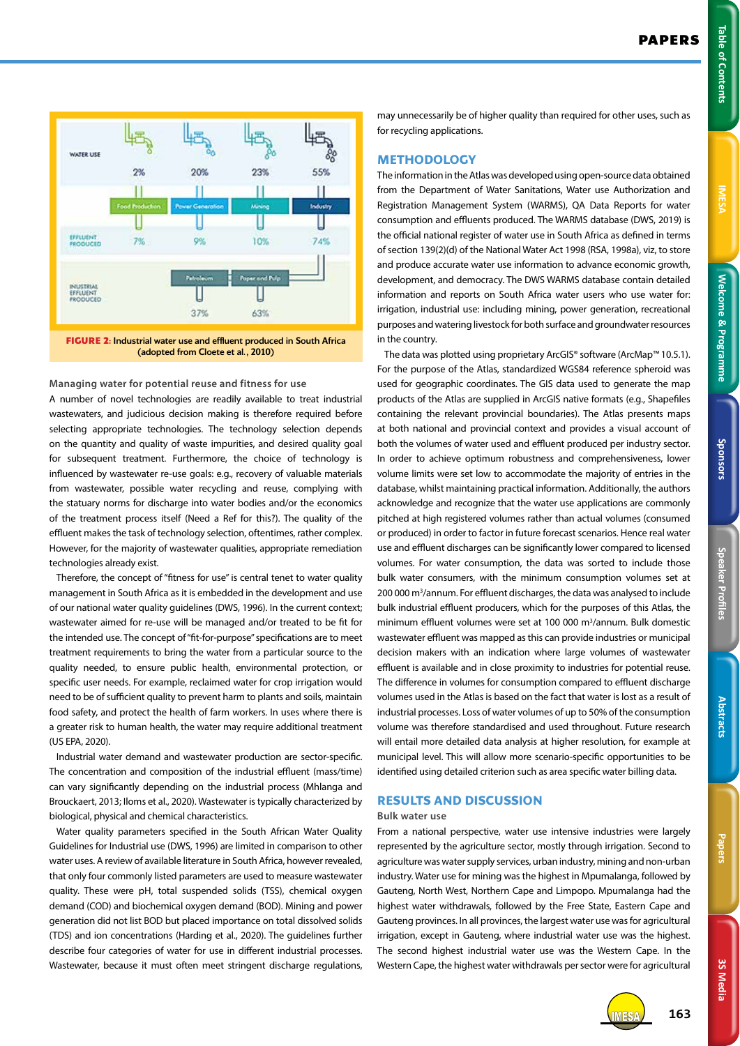**FIGURE 2:** Industrial water use and effluent produced in South Africa (adopted from Cloete et al., 2010)

### Managing water for potential reuse and fitness for use

A number of novel technologies are readily available to treat industrial wastewaters, and judicious decision making is therefore required before selecting appropriate technologies. The technology selection depends on the quantity and quality of waste impurities, and desired quality goal for subsequent treatment. Furthermore, the choice of technology is influenced by wastewater re-use goals: e.g., recovery of valuable materials from wastewater, possible water recycling and reuse, complying with the statuary norms for discharge into water bodies and/or the economics of the treatment process itself (Need a Ref for this?). The quality of the effluent makes the task of technology selection, oftentimes, rather complex. However, for the majority of wastewater qualities, appropriate remediation technologies already exist.

Therefore, the concept of "fitness for use" is central tenet to water quality management in South Africa as it is embedded in the development and use of our national water quality guidelines (DWS, 1996). In the current context; wastewater aimed for re-use will be managed and/or treated to be fit for the intended use. The concept of "fit-for-purpose" specifications are to meet treatment requirements to bring the water from a particular source to the quality needed, to ensure public health, environmental protection, or specific user needs. For example, reclaimed water for crop irrigation would need to be of sufficient quality to prevent harm to plants and soils, maintain food safety, and protect the health of farm workers. In uses where there is a greater risk to human health, the water may require additional treatment (US EPA, 2020).

Industrial water demand and wastewater production are sector-specific. The concentration and composition of the industrial effluent (mass/time) can vary significantly depending on the industrial process (Mhlanga and Brouckaert, 2013; Ilorns et al., 2020). Wastewater is typically characterized by biological, physical and chemical characteristics.

Water quality parameters specified in the South African Water Quality Guidelines for Industrial use (DWS, 1996) are limited in comparison to other water uses. A review of available literature in South Africa, however revealed, that only four commonly listed parameters are used to measure wastewater quality. These were pH, total suspended solids (TSS), chemical oxygen demand (COD) and biochemical oxygen demand (BOD). Mining and power generation did not list BOD but placed importance on total dissolved solids (TDS) and ion concentrations (Harding et al., 2020). The guidelines further describe four categories of water for use in different industrial processes. Wastewater, because it must often meet stringent discharge regulations, may unnecessarily be of higher quality than required for other uses, such as for recycling applications.

## METHODOLOGY

The information in the Atlas was developed using open-source data obtained from the Department of Water Sanitations, Water use Authorization and Registration Management System (WARMS), QA Data Reports for water consumption and effluents produced. The WARMS database (DWS, 2019) is the official national register of water use in South Africa as defined in terms of section 139(2)(d) of the National Water Act 1998 (RSA, 1998a), viz, to store and produce accurate water use information to advance economic growth, development, and democracy. The DWS WARMS database contain detailed information and reports on South Africa water users who use water for: irrigation, industrial use: including mining, power generation, recreational purposes and watering livestock for both surface and groundwater resources in the country.

The data was plotted using proprietary ArcGIS® software (ArcMap™ 10.5.1). For the purpose of the Atlas, standardized WGS84 reference spheroid was used for geographic coordinates. The GIS data used to generate the map products of the Atlas are supplied in ArcGIS native formats (e.g., Shapefiles containing the relevant provincial boundaries). The Atlas presents maps at both national and provincial context and provides a visual account of both the volumes of water used and effluent produced per industry sector. In order to achieve optimum robustness and comprehensiveness, lower volume limits were set low to accommodate the majority of entries in the database, whilst maintaining practical information. Additionally, the authors acknowledge and recognize that the water use applications are commonly pitched at high registered volumes rather than actual volumes (consumed or produced) in order to factor in future forecast scenarios. Hence real water use and effluent discharges can be significantly lower compared to licensed volumes. For water consumption, the data was sorted to include those bulk water consumers, with the minimum consumption volumes set at 200 000 m³/annum. For effluent discharges, the data was analysed to include bulk industrial effluent producers, which for the purposes of this Atlas, the minimum effluent volumes were set at 100 000 m³/annum. Bulk domestic wastewater effluent was mapped as this can provide industries or municipal decision makers with an indication where large volumes of wastewater effluent is available and in close proximity to industries for potential reuse. The difference in volumes for consumption compared to effluent discharge volumes used in the Atlas is based on the fact that water is lost as a result of industrial processes. Loss of water volumes of up to 50% of the consumption volume was therefore standardised and used throughout. Future research will entail more detailed data analysis at higher resolution, for example at municipal level. This will allow more scenario-specific opportunities to be identified using detailed criterion such as area specific water billing data.

## RESULTS AND DISCUSSION

### Bulk water use

From a national perspective, water use intensive industries were largely represented by the agriculture sector, mostly through irrigation. Second to agriculture was water supply services, urban industry, mining and non-urban industry. Water use for mining was the highest in Mpumalanga, followed by Gauteng, North West, Northern Cape and Limpopo. Mpumalanga had the highest water withdrawals, followed by the Free State, Eastern Cape and Gauteng provinces. In all provinces, the largest water use was for agricultural irrigation, except in Gauteng, where industrial water use was the highest. The second highest industrial water use was the Western Cape. In the Western Cape, the highest water withdrawals per sector were for agricultural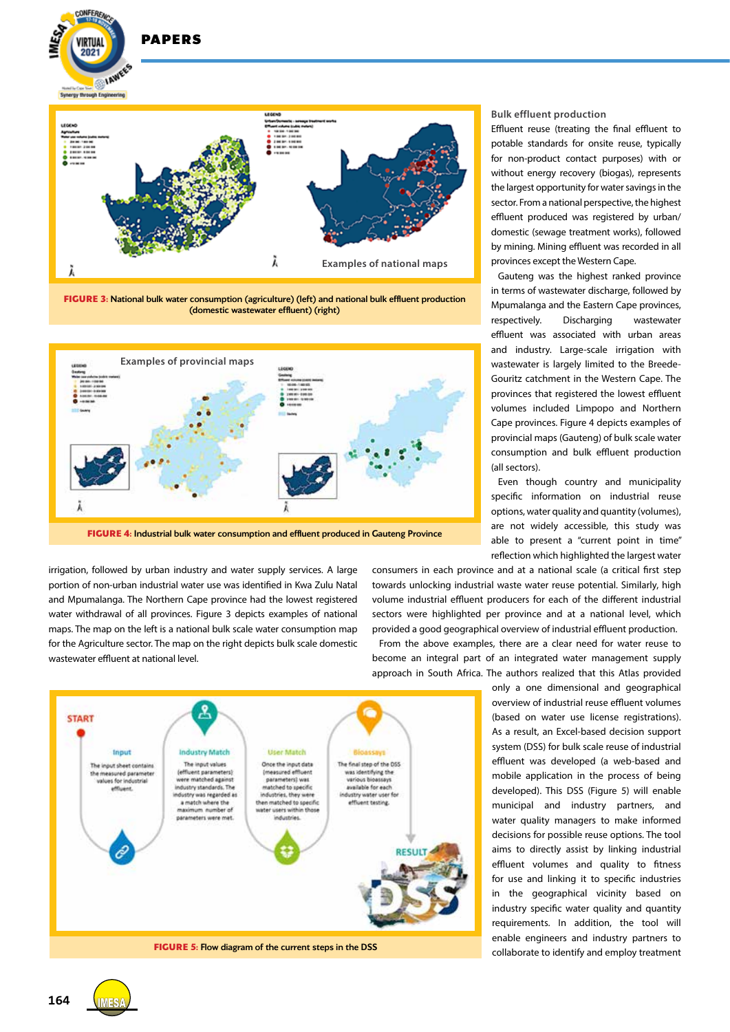FIGURE 3: National bulk water consumption (agriculture) (left) and national bulk effluent production (domestic wastewater effluent) (right)

FIGURE 4: Industrial bulk water consumption and effluent produced in Gauteng Province

irrigation, followed by urban industry and water supply services. A large portion of non-urban industrial water use was identified in Kwa Zulu Natal and Mpumalanga. The Northern Cape province had the lowest registered water withdrawal of all provinces. Figure 3 depicts examples of national maps. The map on the left is a national bulk scale water consumption map for the Agriculture sector. The map on the right depicts bulk scale domestic wastewater effluent at national level.

### Bulk effluent production

Effluent reuse (treating the final effluent to potable standards for onsite reuse, typically for non-product contact purposes) with or without energy recovery (biogas), represents the largest opportunity for water savings in the sector. From a national perspective, the highest effluent produced was registered by urban/domestic (sewage treatment works), followed by mining. Mining effluent was recorded in all provinces except the Western Cape.

Gauteng was the highest ranked province in terms of wastewater discharge, followed by Mpumalanga and the Eastern Cape provinces, respectively. Discharging wastewater effluent was associated with urban areas and industry. Large-scale irrigation with wastewater is largely limited to the Breede-Gouritz catchment in the Western Cape. The provinces that registered the lowest effluent volumes included Limpopo and Northern Cape provinces. Figure 4 depicts examples of provincial maps (Gauteng) of bulk scale water consumption and bulk effluent production (all sectors).

Even though country and municipality specific information on industrial reuse options, water quality and quantity (volumes), are not widely accessible, this study was able to present a "current point in time" reflection which highlighted the largest water consumers in each province and at a national scale (a critical first step towards unlocking industrial waste water reuse potential. Similarly, high volume industrial effluent producers for each of the different industrial sectors were highlighted per province and at a national level, which provided a good geographical overview of industrial effluent production.

From the above examples, there are a clear need for water reuse to become an integral part of an integrated water management supply approach in South Africa. The authors realized that this Atlas provided only a one dimensional and geographical overview of industrial reuse effluent volumes (based on water use license registrations). As a result, an Excel-based decision support system (DSS) for bulk scale reuse of industrial effluent was developed (a web-based and mobile application in the process of being developed). This DSS (Figure 5) will enable municipal and industry partners, and water quality managers to make informed decisions for possible reuse options. The tool aims to directly assist by linking industrial effluent volumes and quality to fitness for use and linking it to specific industries in the geographical vicinity based on industry specific water quality and quantity requirements. In addition, the tool will enable engineers and industry partners to collaborate to identify and employ treatment

FIGURE 5: Flow diagram of the current steps in the DSS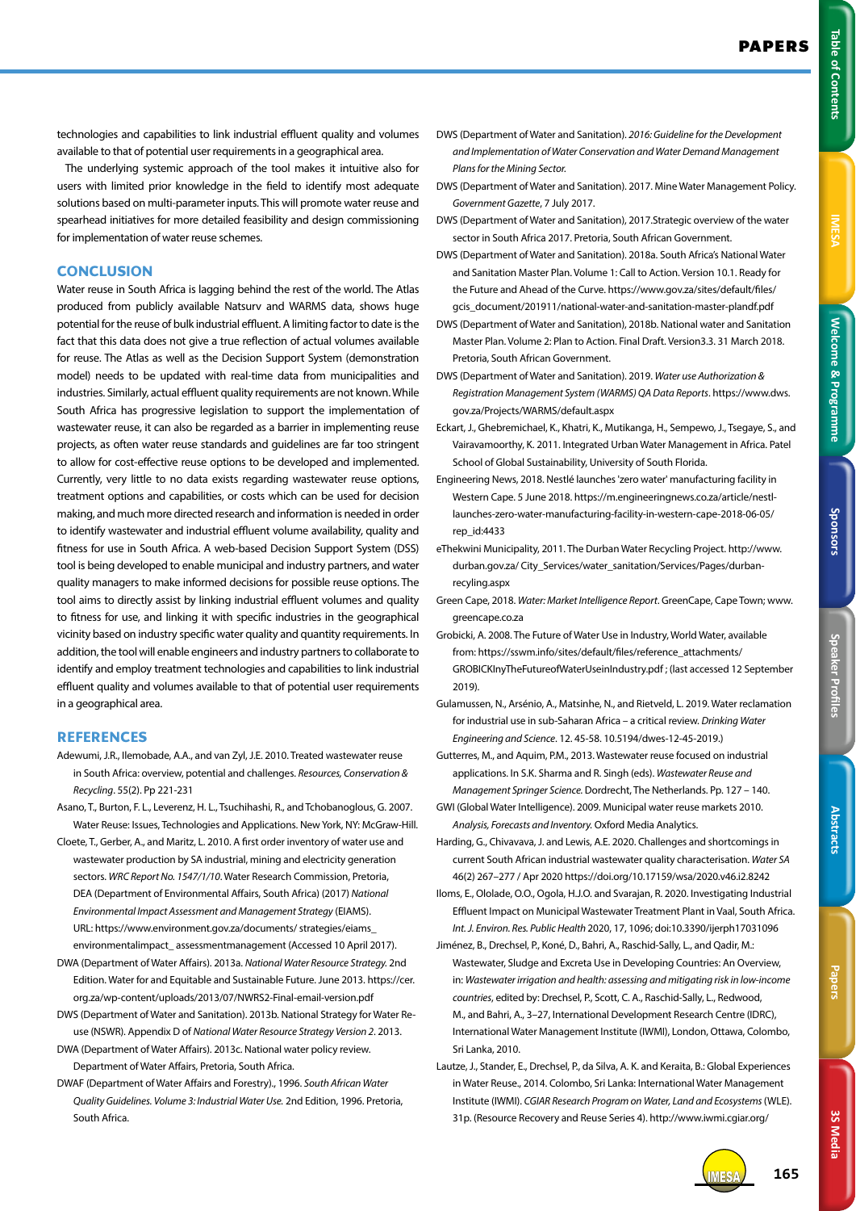technologies and capabilities to link industrial effluent quality and volumes available to that of potential user requirements in a geographical area.

The underlying systemic approach of the tool makes it intuitive also for users with limited prior knowledge in the field to identify most adequate solutions based on multi-parameter inputs. This will promote water reuse and spearhead initiatives for more detailed feasibility and design commissioning for implementation of water reuse schemes.

## CONCLUSION

Water reuse in South Africa is lagging behind the rest of the world. The Atlas produced from publicly available Natsurv and WARMS data, shows huge potential for the reuse of bulk industrial effluent. A limiting factor to date is the fact that this data does not give a true reflection of actual volumes available for reuse. The Atlas as well as the Decision Support System (demonstration model) needs to be updated with real-time data from municipalities and industries. Similarly, actual effluent quality requirements are not known. While South Africa has progressive legislation to support the implementation of wastewater reuse, it can also be regarded as a barrier in implementing reuse projects, as often water reuse standards and guidelines are far too stringent to allow for cost-effective reuse options to be developed and implemented. Currently, very little to no data exists regarding wastewater reuse options, treatment options and capabilities, or costs which can be used for decision making, and much more directed research and information is needed in order to identify wastewater and industrial effluent volume availability, quality and fitness for use in South Africa. A web-based Decision Support System (DSS) tool is being developed to enable municipal and industry partners, and water quality managers to make informed decisions for possible reuse options. The tool aims to directly assist by linking industrial effluent volumes and quality to fitness for use, and linking it with specific industries in the geographical vicinity based on industry specific water quality and quantity requirements. In addition, the tool will enable engineers and industry partners to collaborate to identify and employ treatment technologies and capabilities to link industrial effluent quality and volumes available to that of potential user requirements in a geographical area.

## REFERENCES

Adewumi, J.R., Ilemobade, A.A., and van Zyl, J.E. 2010. Treated wastewater reuse in South Africa: overview, potential and challenges. *Resources, Conservation & Recycling*. 55(2). Pp 221-231

Asano, T., Burton, F. L., Leverenz, H. L., Tsuchihashi, R., and Tchobanoglous, G. 2007. Water Reuse: Issues, Technologies and Applications. New York, NY: McGraw-Hill.

Cloete, T., Gerber, A., and Maritz, L. 2010. A first order inventory of water use and wastewater production by SA industrial, mining and electricity generation sectors. *WRC Report No. 1547/1/10*. Water Research Commission, Pretoria, DEA (Department of Environmental Affairs, South Africa) (2017) *National Environmental Impact Assessment and Management Strategy* (EIAMS). URL: https://www.environment.gov.za/documents/ strategies/eiams_ environmentalimpact_ assessmentmanagement (Accessed 10 April 2017).

DWA (Department of Water Affairs). 2013a. *National Water Resource Strategy.* 2nd Edition. Water for and Equitable and Sustainable Future. June 2013. https://cer.org.za/wp-content/uploads/2013/07/NWRS2-Final-email-version.pdf

DWS (Department of Water and Sanitation). 2013b. National Strategy for Water Reuse (NSWR). Appendix D of *National Water Resource Strategy Version 2*. 2013.

DWA (Department of Water Affairs). 2013c. National water policy review. Department of Water Affairs, Pretoria, South Africa.

DWAF (Department of Water Affairs and Forestry)., 1996. *South African Water Quality Guidelines. Volume 3: Industrial Water Use.* 2nd Edition, 1996. Pretoria, South Africa.

DWS (Department of Water and Sanitation). *2016: Guideline for the Development and Implementation of Water Conservation and Water Demand Management Plans for the Mining Sector.*

DWS (Department of Water and Sanitation). 2017. Mine Water Management Policy. *Government Gazette*, 7 July 2017.

DWS (Department of Water and Sanitation), 2017.Strategic overview of the water sector in South Africa 2017. Pretoria, South African Government.

DWS (Department of Water and Sanitation). 2018a. South Africa's National Water and Sanitation Master Plan. Volume 1: Call to Action. Version 10.1. Ready for the Future and Ahead of the Curve. https://www.gov.za/sites/default/files/gcis_document/201911/national-water-and-sanitation-master-plandf.pdf

DWS (Department of Water and Sanitation), 2018b. National water and Sanitation Master Plan. Volume 2: Plan to Action. Final Draft. Version3.3. 31 March 2018. Pretoria, South African Government.

DWS (Department of Water and Sanitation). 2019. *Water use Authorization & Registration Management System (WARMS) QA Data Reports*. https://www.dws.gov.za/Projects/WARMS/default.aspx

Eckart, J., Ghebremichael, K., Khatri, K., Mutikanga, H., Sempewo, J., Tsegaye, S., and Vairavamoorthy, K. 2011. Integrated Urban Water Management in Africa. Patel School of Global Sustainability, University of South Florida.

Engineering News, 2018. Nestlé launches 'zero water' manufacturing facility in Western Cape. 5 June 2018. https://m.engineeringnews.co.za/article/nestl-launches-zero-water-manufacturing-facility-in-western-cape-2018-06-05/rep_id:4433

eThekwini Municipality, 2011. The Durban Water Recycling Project. http://www.durban.gov.za/ City_Services/water_sanitation/Services/Pages/durban-recyling.aspx

Green Cape, 2018. *Water: Market Intelligence Report*. GreenCape, Cape Town; www.greencape.co.za

Grobicki, A. 2008. The Future of Water Use in Industry, World Water, available from: https://sswm.info/sites/default/files/reference_attachments/GROBICKInyTheFutureofWaterUseinIndustry.pdf ; (last accessed 12 September 2019).

Gulamussen, N., Arsénio, A., Matsinhe, N., and Rietveld, L. 2019. Water reclamation for industrial use in sub-Saharan Africa – a critical review. *Drinking Water Engineering and Science*. 12. 45-58. 10.5194/dwes-12-45-2019.)

Gutterres, M., and Aquim, P.M., 2013. Wastewater reuse focused on industrial applications. In S.K. Sharma and R. Singh (eds). *Wastewater Reuse and Management Springer Science.* Dordrecht, The Netherlands. Pp. 127 – 140.

GWI (Global Water Intelligence). 2009. Municipal water reuse markets 2010. *Analysis, Forecasts and Inventory.* Oxford Media Analytics.

Harding, G., Chivavava, J. and Lewis, A.E. 2020. Challenges and shortcomings in current South African industrial wastewater quality characterisation. *Water SA* 46(2) 267–277 / Apr 2020 https://doi.org/10.17159/wsa/2020.v46.i2.8242

Iloms, E., Ololade, O.O., Ogola, H.J.O. and Svarajan, R. 2020. Investigating Industrial Effluent Impact on Municipal Wastewater Treatment Plant in Vaal, South Africa. *Int. J. Environ. Res. Public Health* 2020, 17, 1096; doi:10.3390/ijerph17031096

Jiménez, B., Drechsel, P., Koné, D., Bahri, A., Raschid-Sally, L., and Qadir, M.: Wastewater, Sludge and Excreta Use in Developing Countries: An Overview, in: *Wastewater irrigation and health: assessing and mitigating risk in low-income countries*, edited by: Drechsel, P., Scott, C. A., Raschid-Sally, L., Redwood, M., and Bahri, A., 3–27, International Development Research Centre (IDRC), International Water Management Institute (IWMI), London, Ottawa, Colombo, Sri Lanka, 2010.

Lautze, J., Stander, E., Drechsel, P., da Silva, A. K. and Keraita, B.: Global Experiences in Water Reuse., 2014. Colombo, Sri Lanka: International Water Management Institute (IWMI). *CGIAR Research Program on Water, Land and Ecosystems* (WLE). 31p. (Resource Recovery and Reuse Series 4). http://www.iwmi.cgiar.org/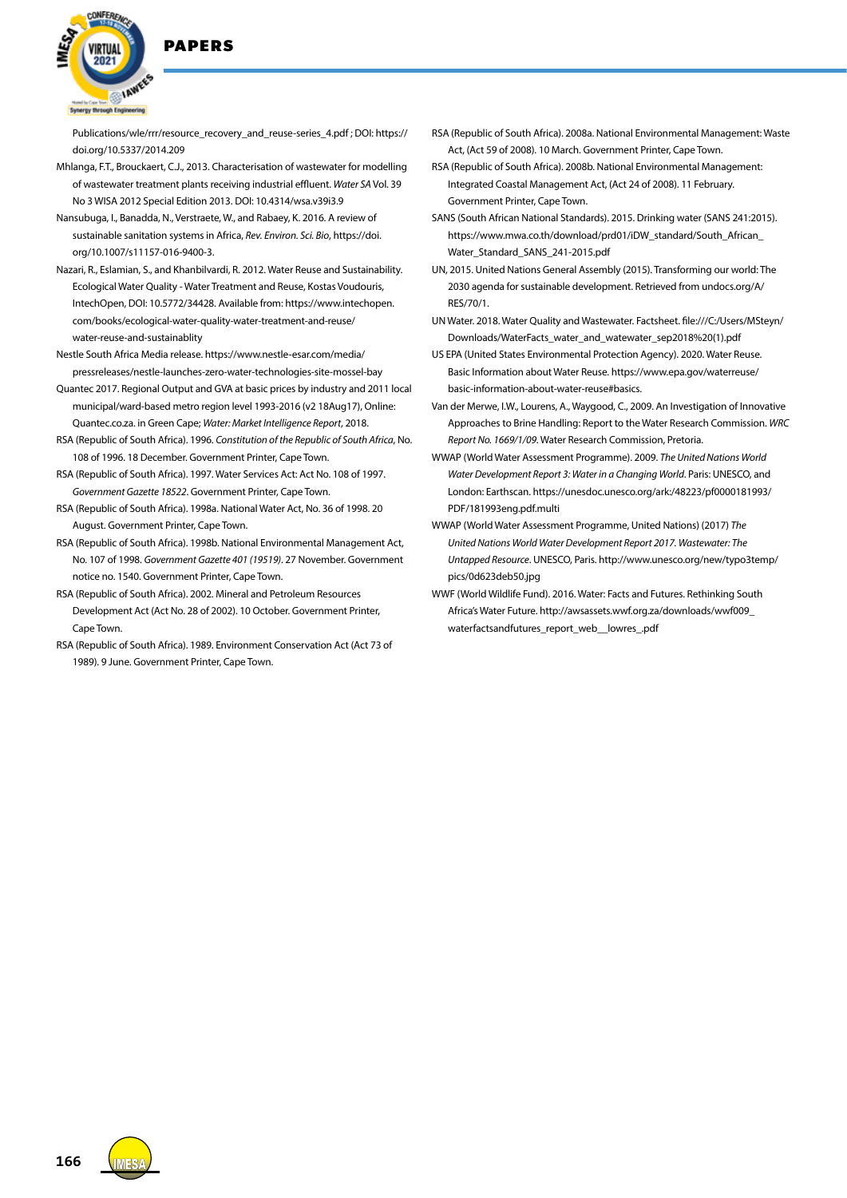Publications/wle/rrr/resource_recovery_and_reuse-series_4.pdf ; DOI: https://doi.org/10.5337/2014.209

Mhlanga, F.T., Brouckaert, C.J., 2013. Characterisation of wastewater for modelling of wastewater treatment plants receiving industrial effluent. *Water SA* Vol. 39 No 3 WISA 2012 Special Edition 2013. DOI: 10.4314/wsa.v39i3.9

Nansubuga, I., Banadda, N., Verstraete, W., and Rabaey, K. 2016. A review of sustainable sanitation systems in Africa, *Rev. Environ. Sci. Bio*, https://doi.org/10.1007/s11157-016-9400-3.

Nazari, R., Eslamian, S., and Khanbilvardi, R. 2012. Water Reuse and Sustainability. Ecological Water Quality - Water Treatment and Reuse, Kostas Voudouris, IntechOpen, DOI: 10.5772/34428. Available from: https://www.intechopen.com/books/ecological-water-quality-water-treatment-and-reuse/water-reuse-and-sustainablity

Nestle South Africa Media release. https://www.nestle-esar.com/media/pressreleases/nestle-launches-zero-water-technologies-site-mossel-bay

Quantec 2017. Regional Output and GVA at basic prices by industry and 2011 local municipal/ward-based metro region level 1993-2016 (v2 18Aug17), Online: Quantec.co.za. in Green Cape; *Water: Market Intelligence Report*, 2018.

RSA (Republic of South Africa). 1996. *Constitution of the Republic of South Africa*, No. 108 of 1996. 18 December. Government Printer, Cape Town.

RSA (Republic of South Africa). 1997. Water Services Act: Act No. 108 of 1997. *Government Gazette 18522*. Government Printer, Cape Town.

RSA (Republic of South Africa). 1998a. National Water Act, No. 36 of 1998. 20 August. Government Printer, Cape Town.

RSA (Republic of South Africa). 1998b. National Environmental Management Act, No. 107 of 1998. *Government Gazette 401 (19519)*. 27 November. Government notice no. 1540. Government Printer, Cape Town.

RSA (Republic of South Africa). 2002. Mineral and Petroleum Resources Development Act (Act No. 28 of 2002). 10 October. Government Printer, Cape Town.

RSA (Republic of South Africa). 1989. Environment Conservation Act (Act 73 of 1989). 9 June. Government Printer, Cape Town.

RSA (Republic of South Africa). 2008a. National Environmental Management: Waste Act, (Act 59 of 2008). 10 March. Government Printer, Cape Town.

RSA (Republic of South Africa). 2008b. National Environmental Management: Integrated Coastal Management Act, (Act 24 of 2008). 11 February. Government Printer, Cape Town.

SANS (South African National Standards). 2015. Drinking water (SANS 241:2015). https://www.mwa.co.th/download/prd01/iDW_standard/South_African_Water_Standard_SANS_241-2015.pdf

UN, 2015. United Nations General Assembly (2015). Transforming our world: The 2030 agenda for sustainable development. Retrieved from undocs.org/A/RES/70/1.

UN Water. 2018. Water Quality and Wastewater. Factsheet. file:///C:/Users/MSteyn/Downloads/WaterFacts_water_and_watewater_sep2018%20(1).pdf

US EPA (United States Environmental Protection Agency). 2020. Water Reuse. Basic Information about Water Reuse. https://www.epa.gov/waterreuse/basic-information-about-water-reuse#basics.

Van der Merwe, I.W., Lourens, A., Waygood, C., 2009. An Investigation of Innovative Approaches to Brine Handling: Report to the Water Research Commission. *WRC Report No. 1669/1/09*. Water Research Commission, Pretoria.

WWAP (World Water Assessment Programme). 2009. *The United Nations World Water Development Report 3: Water in a Changing World*. Paris: UNESCO, and London: Earthscan. https://unesdoc.unesco.org/ark:/48223/pf0000181993/PDF/181993eng.pdf.multi

WWAP (World Water Assessment Programme, United Nations) (2017) *The United Nations World Water Development Report 2017. Wastewater: The Untapped Resource*. UNESCO, Paris. http://www.unesco.org/new/typo3temp/pics/0d623deb50.jpg

WWF (World Wildlife Fund). 2016. Water: Facts and Futures. Rethinking South Africa's Water Future. http://awsassets.wwf.org.za/downloads/wwf009_waterfactsandfutures_report_web__lowres_.pdf